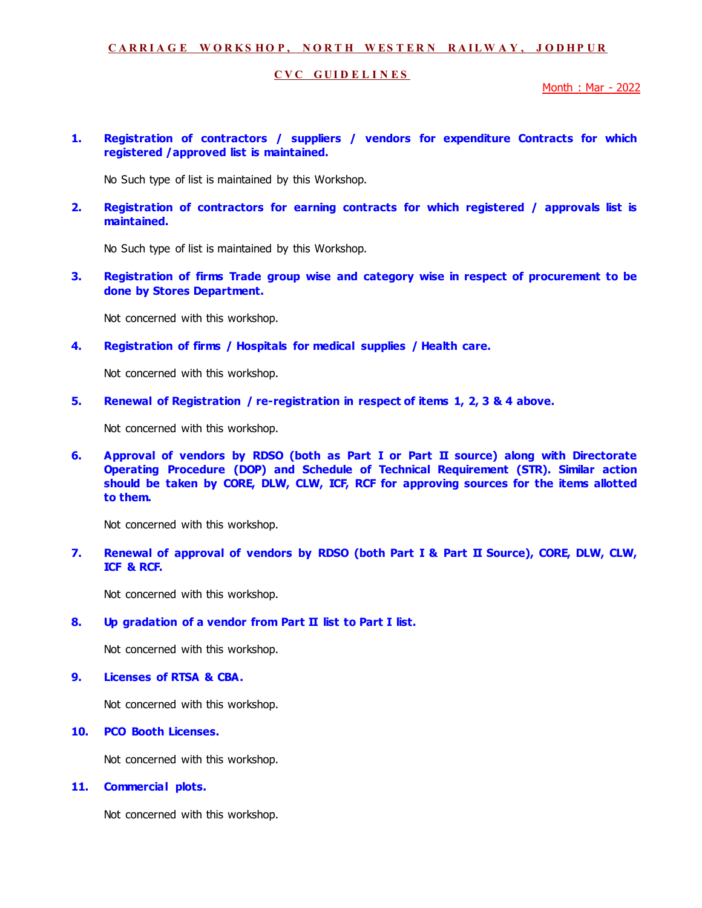# CARRIAGE WORKSHOP, NORTH WESTERN RAILWAY, JODHPUR

## CVC GUIDELINES

Month : Mar - 2022

**1. Registration of contractors / suppliers / vendors for expenditure Contracts for which registered /approved list is maintained.**

No Such type of list is maintained by this Workshop.

**2. Registration of contractors for earning contracts for which registered / approvals list is maintained.**

No Such type of list is maintained by this Workshop.

**3. Registration of firms Trade group wise and category wise in respect of procurement to be done by Stores Department.**

Not concerned with this workshop.

**4. Registration of firms / Hospitals for medical supplies / Health care.**

Not concerned with this workshop.

**5. Renewal of Registration / re-registration in respect of items 1, 2, 3 & 4 above.**

Not concerned with this workshop.

**6. Approval of vendors by RDSO (both as Part I or Part II source) along with Directorate Operating Procedure (DOP) and Schedule of Technical Requirement (STR). Similar action should be taken by CORE, DLW, CLW, ICF, RCF for approving sources for the items allotted to them.**

Not concerned with this workshop.

**7. Renewal of approval of vendors by RDSO (both Part I & Part II Source), CORE, DLW, CLW, ICF & RCF.**

Not concerned with this workshop.

**8. Up gradation of a vendor from Part II list to Part I list.**

Not concerned with this workshop.

**9. Licenses of RTSA & CBA.**

Not concerned with this workshop.

**10. PCO Booth Licenses.**

Not concerned with this workshop.

**11. Commercial plots.**

Not concerned with this workshop.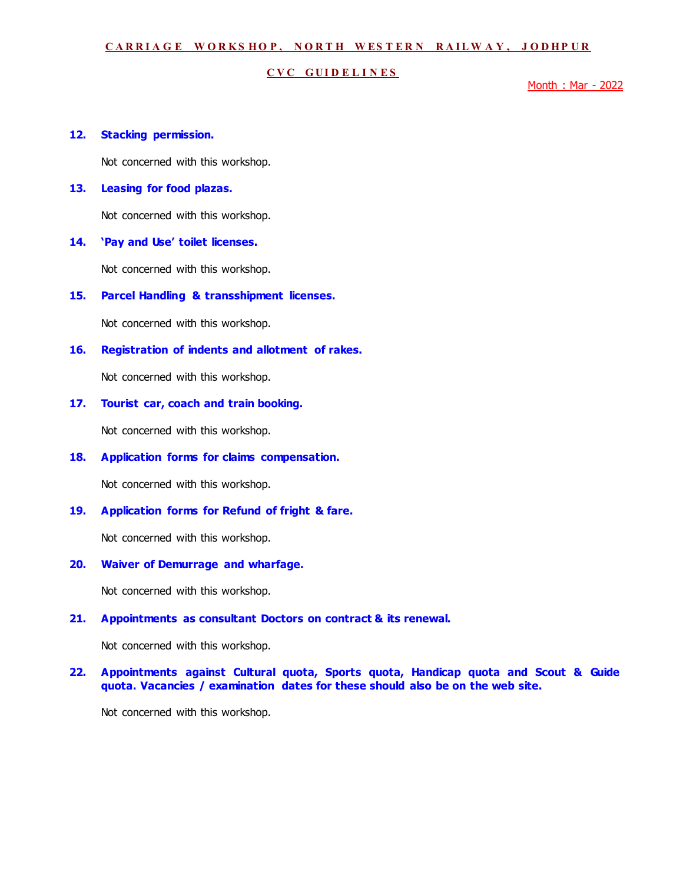**CARRIAGE WORKSHOP, NORTH WESTERN RAILWAY, JODHPUR**

**CVC GUIDELINES**

Month : Mar - 2022

**12. Stacking permission.**

Not concerned with this workshop.

**13. Leasing for food plazas.**

Not concerned with this workshop.

**14. 'Pay and Use' toilet licenses.**

Not concerned with this workshop.

**15. Parcel Handling & transshipment licenses.**

Not concerned with this workshop.

**16. Registration of indents and allotment of rakes.**

Not concerned with this workshop.

**17. Tourist car, coach and train booking.**

Not concerned with this workshop.

**18. Application forms for claims compensation.**

Not concerned with this workshop.

**19. Application forms for Refund of fright & fare.**

Not concerned with this workshop.

**20. Waiver of Demurrage and wharfage.**

Not concerned with this workshop.

**21. Appointments as consultant Doctors on contract & its renewal.**

Not concerned with this workshop.

**22. Appointments against Cultural quota, Sports quota, Handicap quota and Scout & Guide quota. Vacancies / examination dates for these should also be on the web site.**

Not concerned with this workshop.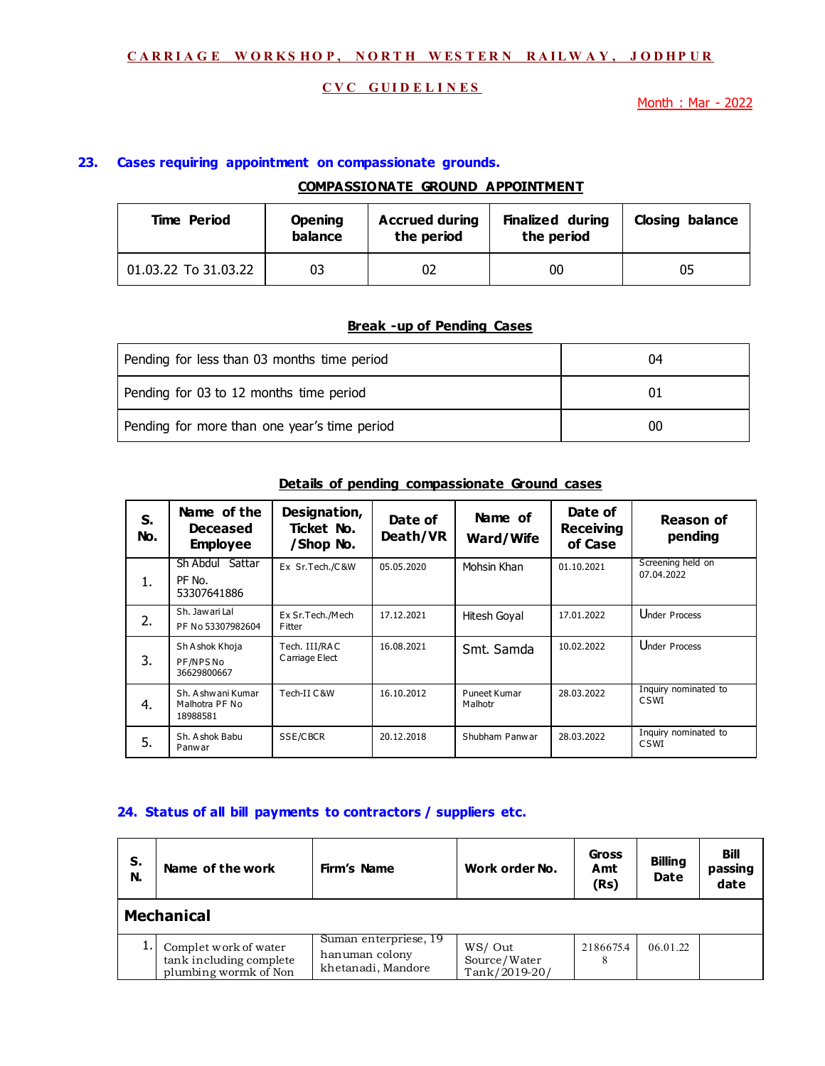**CARRIAGE WORKSHOP, NORTH WESTERN RAILWAY, JODHPUR**

**CVC GUIDELINES**

Month : Mar - 2022

## 23. Cases requiring appointment on compassionate grounds.

**COMPASSIONATE GROUND APPOINTMENT**

| Time Period | Opening balance | Accrued during the period | Finalized during the period | Closing balance |
|---|---|---|---|---|
| 01.03.22 To 31.03.22 | 03 | 02 | 00 | 05 |

**Break -up of Pending Cases**

| | |
|---|---|
| Pending for less than 03 months time period | 04 |
| Pending for 03 to 12 months time period | 01 |
| Pending for more than one year's time period | 00 |

**Details of pending compassionate Ground cases**

| S. No. | Name of the Deceased Employee | Designation, Ticket No. /Shop No. | Date of Death/VR | Name of Ward/Wife | Date of Receiving of Case | Reason of pending |
|---|---|---|---|---|---|---|
| 1. | Sh Abdul Sattar PF No. 53307641886 | Ex Sr.Tech./C&W | 05.05.2020 | Mohsin Khan | 01.10.2021 | Screening held on 07.04.2022 |
| 2. | Sh. Jawari Lal PF No 53307982604 | Ex Sr.Tech./Mech Fitter | 17.12.2021 | Hitesh Goyal | 17.01.2022 | Under Process |
| 3. | Sh Ashok Khoja PF/NPS No 36629800667 | Tech. III/RAC Carriage Elect | 16.08.2021 | Smt. Samda | 10.02.2022 | Under Process |
| 4. | Sh. Ashwani Kumar Malhotra PF No 18988581 | Tech-II C&W | 16.10.2012 | Puneet Kumar Malhotr | 28.03.2022 | Inquiry nominated to CSWI |
| 5. | Sh. Ashok Babu Panwar | SSE/CBCR | 20.12.2018 | Shubham Panwar | 28.03.2022 | Inquiry nominated to CSWI |

## 24. Status of all bill payments to contractors / suppliers etc.

| S. N. | Name of the work | Firm's Name | Work order No. | Gross Amt (Rs) | Billing Date | Bill passing date |
|---|---|---|---|---|---|---|
| **Mechanical** | | | | | | |
| 1. | Complet work of water tank including complete plumbing wormk of Non | Suman enterpriese, 19 hanuman colony khetanadi, Mandore | WS/ Out Source/Water Tank/2019-20/ | 2186675.48 | 06.01.22 | |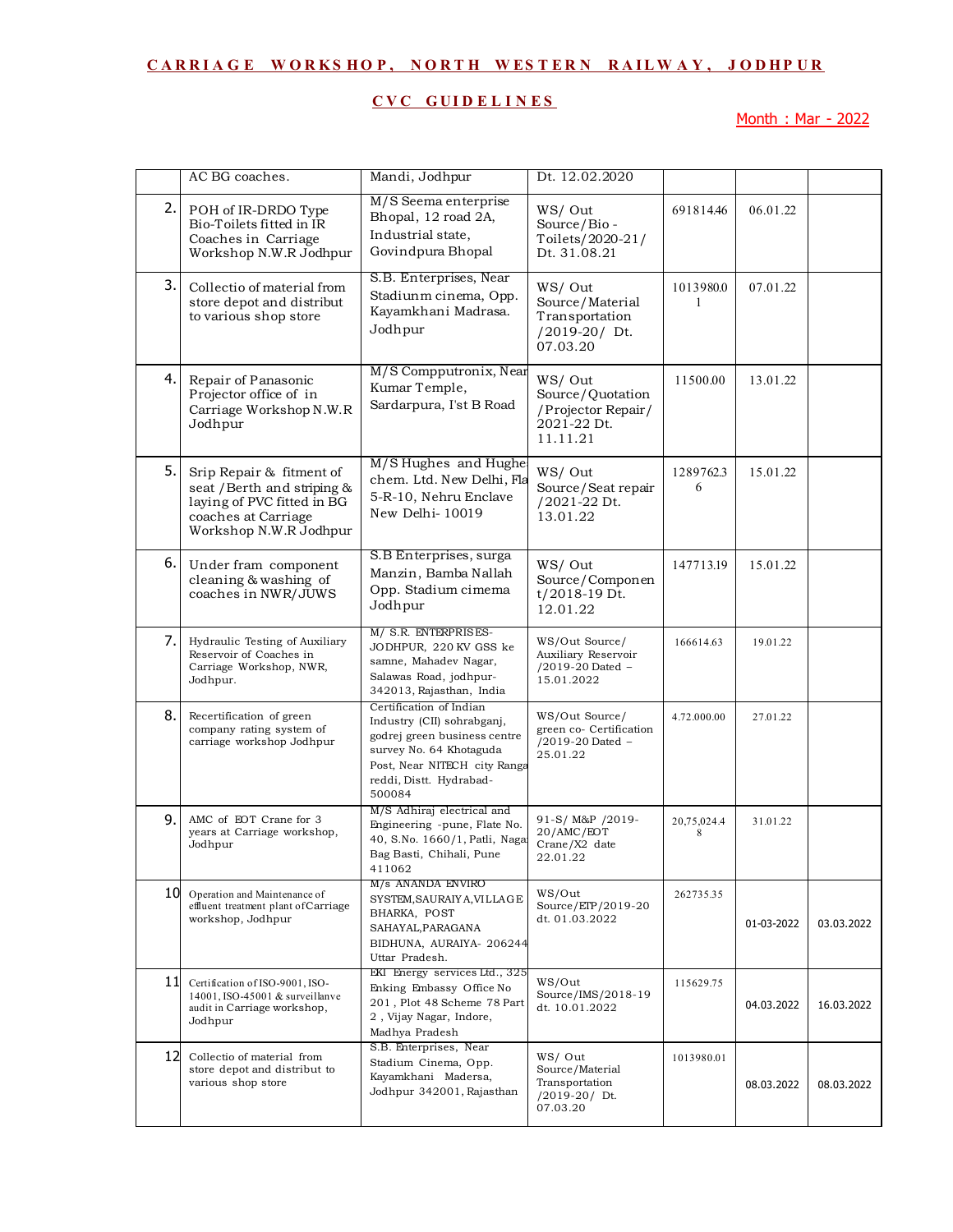# CARRIAGE WORKSHOP, NORTH WESTERN RAILWAY, JODHPUR

## CVC GUIDELINES

Month : Mar - 2022

| | | | | | | |
|---|---|---|---|---|---|---|
| | AC BG coaches. | Mandi, Jodhpur | Dt. 12.02.2020 | | | |
| 2. | POH of IR-DRDO Type Bio-Toilets fitted in IR Coaches in Carriage Workshop N.W.R Jodhpur | M/S Seema enterprise Bhopal, 12 road 2A, Industrial state, Govindpura Bhopal | WS/ Out Source/Bio - Toilets/2020-21/ Dt. 31.08.21 | 691814.46 | 06.01.22 | |
| 3. | Collectio of material from store depot and distribut to various shop store | S.B. Enterprises, Near Stadiunm cinema, Opp. Kayamkhani Madrasa. Jodhpur | WS/ Out Source/Material Transportation /2019-20/ Dt. 07.03.20 | 1013980.01 | 07.01.22 | |
| 4. | Repair of Panasonic Projector office of in Carriage Workshop N.W.R Jodhpur | M/S Compputronix, Near Kumar Temple, Sardarpura, I'st B Road | WS/ Out Source/Quotation /Projector Repair/ 2021-22 Dt. 11.11.21 | 11500.00 | 13.01.22 | |
| 5. | Srip Repair & fitment of seat /Berth and striping & laying of PVC fitted in BG coaches at Carriage Workshop N.W.R Jodhpur | M/S Hughes and Hughes chem. Ltd. New Delhi, Fla 5-R-10, Nehru Enclave New Delhi- 10019 | WS/ Out Source/Seat repair /2021-22 Dt. 13.01.22 | 1289762.36 | 15.01.22 | |
| 6. | Under fram component cleaning & washing of coaches in NWR/JUWS | S.B Enterprises, surga Manzin, Bamba Nallah Opp. Stadium cimema Jodhpur | WS/ Out Source/Component/2018-19 Dt. 12.01.22 | 147713.19 | 15.01.22 | |
| 7. | Hydraulic Testing of Auxiliary Reservoir of Coaches in Carriage Workshop, NWR, Jodhpur. | M/ S.R. ENTERPRISES- JODHPUR, 220 KV GSS ke samne, Mahadev Nagar, Salawas Road, jodhpur-342013, Rajasthan, India | WS/Out Source/ Auxiliary Reservoir /2019-20 Dated – 15.01.2022 | 166614.63 | 19.01.22 | |
| 8. | Recertification of green company rating system of carriage workshop Jodhpur | Certification of Indian Industry (CII) sohrabganj, godrej green business centre survey No. 64 Khotaguda Post, Near NITECH city Ranga reddi, Distt. Hydrabad-500084 | WS/Out Source/ green co- Certification /2019-20 Dated – 25.01.22 | 4.72.000.00 | 27.01.22 | |
| 9. | AMC of EOT Crane for 3 years at Carriage workshop, Jodhpur | M/S Adhiraj electrical and Engineering -pune, Flate No. 40, S.No. 1660/1, Patli, Naga Bag Basti, Chihali, Pune 411062 | 91-S/ M&P /2019-20/AMC/EOT Crane/X2 date 22.01.22 | 20,75,024.48 | 31.01.22 | |
| 10 | Operation and Maintenance of effluent treatment plant of Carriage workshop, Jodhpur | M/s ANANDA ENVIRO SYSTEM,SAURAIYA,VILLAGE BHARKA, POST SAHAYAL,PARAGANA BIDHUNA, AURAIYA- 206244 Uttar Pradesh. | WS/Out Source/ETP/2019-20 dt. 01.03.2022 | 262735.35 | 01-03-2022 | 03.03.2022 |
| 11 | Certification of ISO-9001, ISO-14001, ISO-45001 & surveillanve audit in Carriage workshop, Jodhpur | EKI Energy services Ltd., 325 Enking Embassy Office No 201 , Plot 48 Scheme 78 Part 2 , Vijay Nagar, Indore, Madhya Pradesh | WS/Out Source/IMS/2018-19 dt. 10.01.2022 | 115629.75 | 04.03.2022 | 16.03.2022 |
| 12 | Collectio of material from store depot and distribut to various shop store | S.B. Enterprises, Near Stadium Cinema, Opp. Kayamkhani Madersa, Jodhpur 342001, Rajasthan | WS/ Out Source/Material Transportation /2019-20/ Dt. 07.03.20 | 1013980.01 | 08.03.2022 | 08.03.2022 |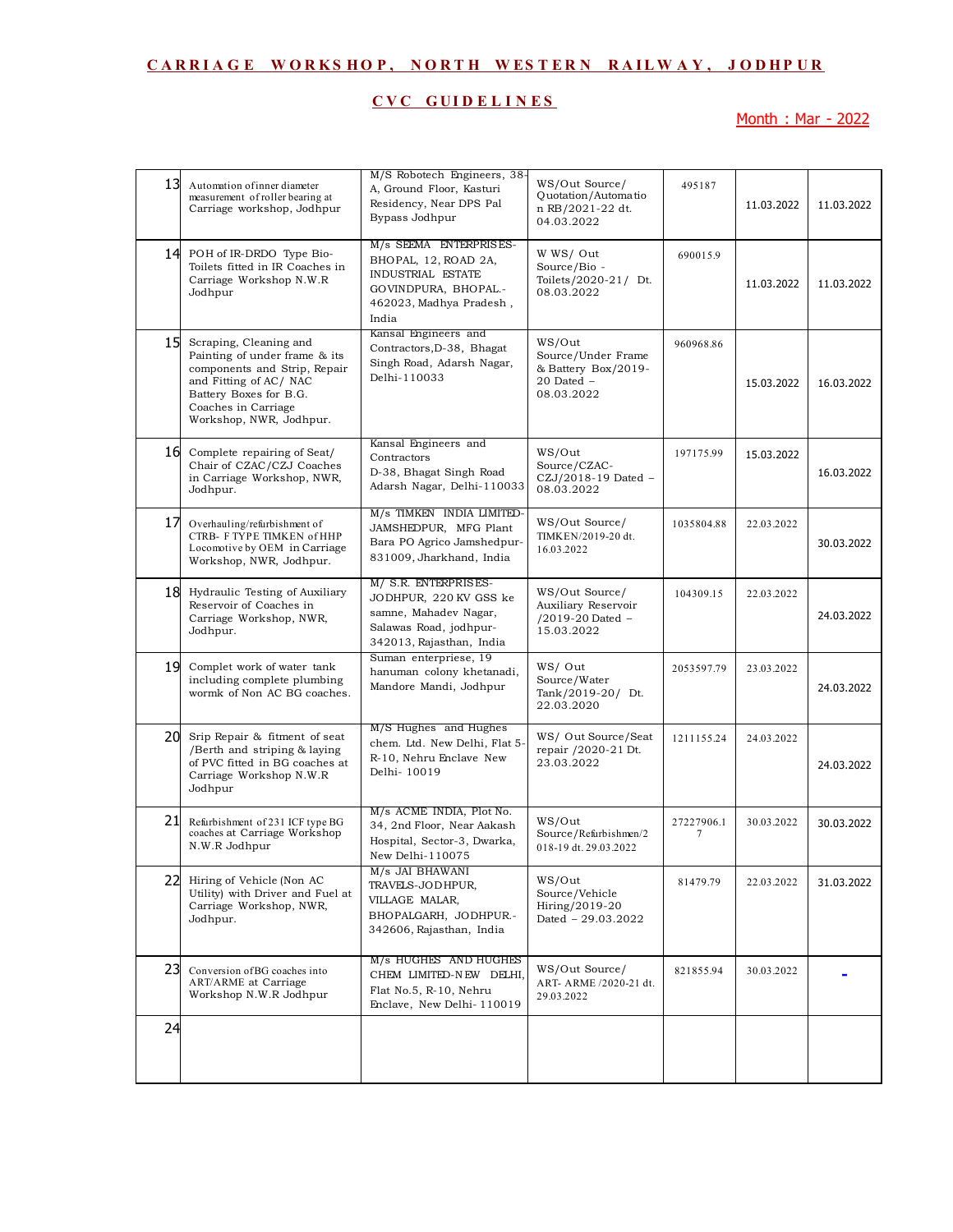## CARRIAGE WORKSHOP, NORTH WESTERN RAILWAY, JODHPUR

## CVC GUIDELINES

Month : Mar - 2022

| | | | | | | |
|---|---|---|---|---|---|---|
| 13 | Automation of inner diameter measurement of roller bearing at Carriage workshop, Jodhpur | M/S Robotech Engineers, 38-A, Ground Floor, Kasturi Residency, Near DPS Pal Bypass Jodhpur | WS/Out Source/ Quotation/Automation RB/2021-22 dt. 04.03.2022 | 495187 | 11.03.2022 | 11.03.2022 |
| 14 | POH of IR-DRDO Type Bio-Toilets fitted in IR Coaches in Carriage Workshop N.W.R Jodhpur | M/s SEEMA ENTERPRISES-BHOPAL, 12, ROAD 2A, INDUSTRIAL ESTATE GOVINDPURA, BHOPAL.-462023, Madhya Pradesh , India | W WS/ Out Source/Bio - Toilets/2020-21/ Dt. 08.03.2022 | 690015.9 | 11.03.2022 | 11.03.2022 |
| 15 | Scraping, Cleaning and Painting of under frame & its components and Strip, Repair and Fitting of AC/ NAC Battery Boxes for B.G. Coaches in Carriage Workshop, NWR, Jodhpur. | Kansal Engineers and Contractors,D-38, Bhagat Singh Road, Adarsh Nagar, Delhi-110033 | WS/Out Source/Under Frame & Battery Box/2019-20 Dated – 08.03.2022 | 960968.86 | 15.03.2022 | 16.03.2022 |
| 16 | Complete repairing of Seat/ Chair of CZAC/CZJ Coaches in Carriage Workshop, NWR, Jodhpur. | Kansal Engineers and Contractors D-38, Bhagat Singh Road Adarsh Nagar, Delhi-110033 | WS/Out Source/CZAC-CZJ/2018-19 Dated – 08.03.2022 | 197175.99 | 15.03.2022 | 16.03.2022 |
| 17 | Overhauling/refurbishment of CTRB- F TYPE TIMKEN of HHP Locomotive by OEM in Carriage Workshop, NWR, Jodhpur. | M/s TIMKEN INDIA LIMITED-JAMSHEDPUR, MFG Plant Bara PO Agrico Jamshedpur-831009, Jharkhand, India | WS/Out Source/ TIMKEN/2019-20 dt. 16.03.2022 | 1035804.88 | 22.03.2022 | 30.03.2022 |
| 18 | Hydraulic Testing of Auxiliary Reservoir of Coaches in Carriage Workshop, NWR, Jodhpur. | M/ S.R. ENTERPRISES-JODHPUR, 220 KV GSS ke samne, Mahadev Nagar, Salawas Road, jodhpur-342013, Rajasthan, India | WS/Out Source/ Auxiliary Reservoir /2019-20 Dated – 15.03.2022 | 104309.15 | 22.03.2022 | 24.03.2022 |
| 19 | Complet work of water tank including complete plumbing wormk of Non AC BG coaches. | Suman enterpriese, 19 hanuman colony khetanadi, Mandore Mandi, Jodhpur | WS/ Out Source/Water Tank/2019-20/ Dt. 22.03.2020 | 2053597.79 | 23.03.2022 | 24.03.2022 |
| 20 | Srip Repair & fitment of seat /Berth and striping & laying of PVC fitted in BG coaches at Carriage Workshop N.W.R Jodhpur | M/S Hughes and Hughes chem. Ltd. New Delhi, Flat 5-R-10, Nehru Enclave New Delhi- 10019 | WS/ Out Source/Seat repair /2020-21 Dt. 23.03.2022 | 1211155.24 | 24.03.2022 | 24.03.2022 |
| 21 | Refurbishment of 231 ICF type BG coaches at Carriage Workshop N.W.R Jodhpur | M/s ACME INDIA, Plot No. 34, 2nd Floor, Near Aakash Hospital, Sector-3, Dwarka, New Delhi-110075 | WS/Out Source/Refurbishmen/2018-19 dt. 29.03.2022 | 27227906.17 | 30.03.2022 | 30.03.2022 |
| 22 | Hiring of Vehicle (Non AC Utility) with Driver and Fuel at Carriage Workshop, NWR, Jodhpur. | M/s JAI BHAWANI TRAVELS-JODHPUR, VILLAGE MALAR, BHOPALGARH, JODHPUR.-342606, Rajasthan, India | WS/Out Source/Vehicle Hiring/2019-20 Dated – 29.03.2022 | 81479.79 | 22.03.2022 | 31.03.2022 |
| 23 | Conversion of BG coaches into ART/ARME at Carriage Workshop N.W.R Jodhpur | M/s HUGHES AND HUGHES CHEM LIMITED-NEW DELHI, Flat No.5, R-10, Nehru Enclave, New Delhi- 110019 | WS/Out Source/ ART- ARME /2020-21 dt. 29.03.2022 | 821855.94 | 30.03.2022 | - |
| 24 | | | | | | |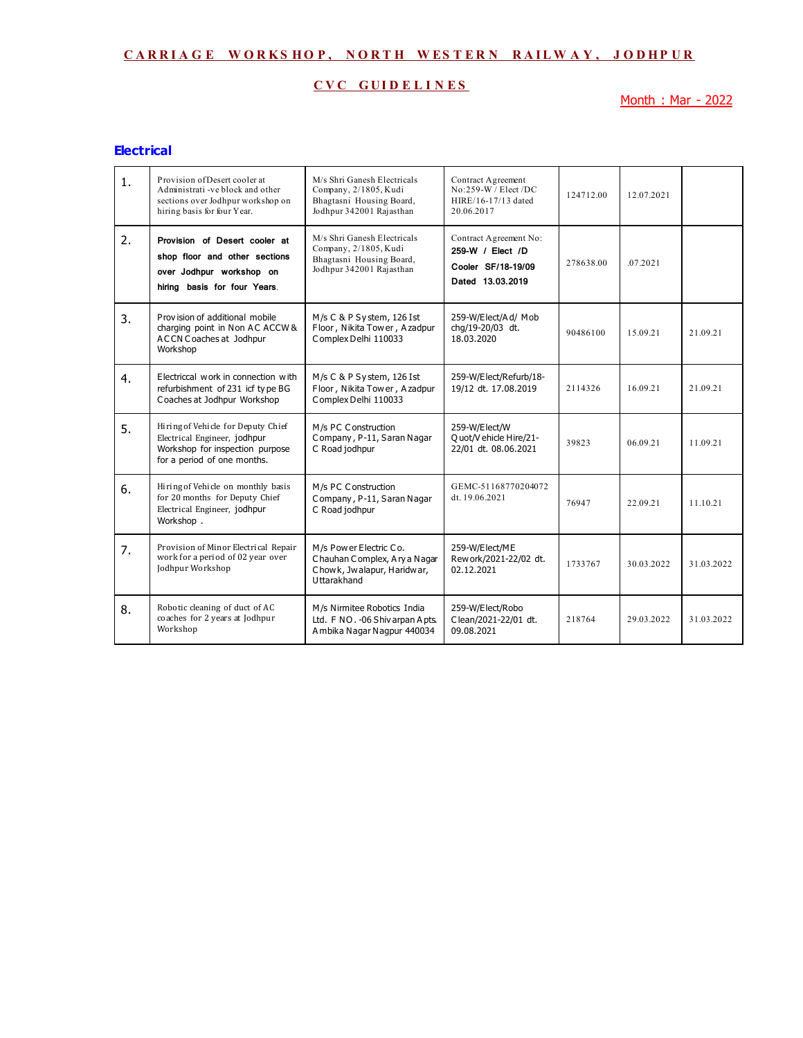## CARRIAGE WORKSHOP, NORTH WESTERN RAILWAY, JODHPUR

## CVC GUIDELINES

Month : Mar - 2022

### Electrical

| | | | | | | |
|---|---|---|---|---|---|---|
| 1. | Provision ofDesert cooler at Administrati -ve block and other sections over Jodhpur workshop on hiring basis for four Year. | M/s Shri Ganesh Electricals Company, 2/1805, Kudi Bhagtasni Housing Board, Jodhpur 342001 Rajasthan | Contract Agreement No:259-W / Elect /DC HIRE/16-17/13 dated 20.06.2017 | 124712.00 | 12.07.2021 | |
| 2. | **Provision of Desert cooler at shop floor and other sections over Jodhpur workshop on hiring basis for four Years**. | M/s Shri Ganesh Electricals Company, 2/1805, Kudi Bhagtasni Housing Board, Jodhpur 342001 Rajasthan | Contract Agreement No: **259-W / Elect /D Cooler SF/18-19/09 Dated 13.03.2019** | 278638.00 | .07.2021 | |
| 3. | Provision of additional mobile charging point in Non AC ACCW & ACCN Coaches at Jodhpur Workshop | M/s C & P System, 126 Ist Floor, Nikita Tower, Azadpur Complex Delhi 110033 | 259-W/Elect/Ad/ Mob chg/19-20/03 dt. 18.03.2020 | 90486100 | 15.09.21 | 21.09.21 |
| 4. | Electriccal work in connection with refurbishment of 231 icf type BG Coaches at Jodhpur Workshop | M/s C & P System, 126 Ist Floor, Nikita Tower, Azadpur Complex Delhi 110033 | 259-W/Elect/Refurb/18-19/12 dt. 17.08.2019 | 2114326 | 16.09.21 | 21.09.21 |
| 5. | Hiring of Vehicle for Deputy Chief Electrical Engineer, jodhpur Workshop for inspection purpose for a period of one months. | M/s PC Construction Company, P-11, Saran Nagar C Road jodhpur | 259-W/Elect/W Quot/Vehicle Hire/21-22/01 dt. 08.06.2021 | 39823 | 06.09.21 | 11.09.21 |
| 6. | Hiring of Vehicle on monthly basis for 20 months for Deputy Chief Electrical Engineer, jodhpur Workshop . | M/s PC Construction Company, P-11, Saran Nagar C Road jodhpur | GEMC-51168770204072 dt. 19.06.2021 | 76947 | 22.09.21 | 11.10.21 |
| 7. | Provision of Minor Electrical Repair work for a period of 02 year over Jodhpur Workshop | M/s Power Electric Co. Chauhan Complex, Arya Nagar Chowk, Jwalapur, Haridwar, Uttarakhand | 259-W/Elect/ME Rework/2021-22/02 dt. 02.12.2021 | 1733767 | 30.03.2022 | 31.03.2022 |
| 8. | Robotic cleaning of duct of AC coaches for 2 years at Jodhpur Workshop | M/s Nirmitee Robotics India Ltd. F NO. -06 Shivarpan Apts. Ambika Nagar Nagpur 440034 | 259-W/Elect/Robo Clean/2021-22/01 dt. 09.08.2021 | 218764 | 29.03.2022 | 31.03.2022 |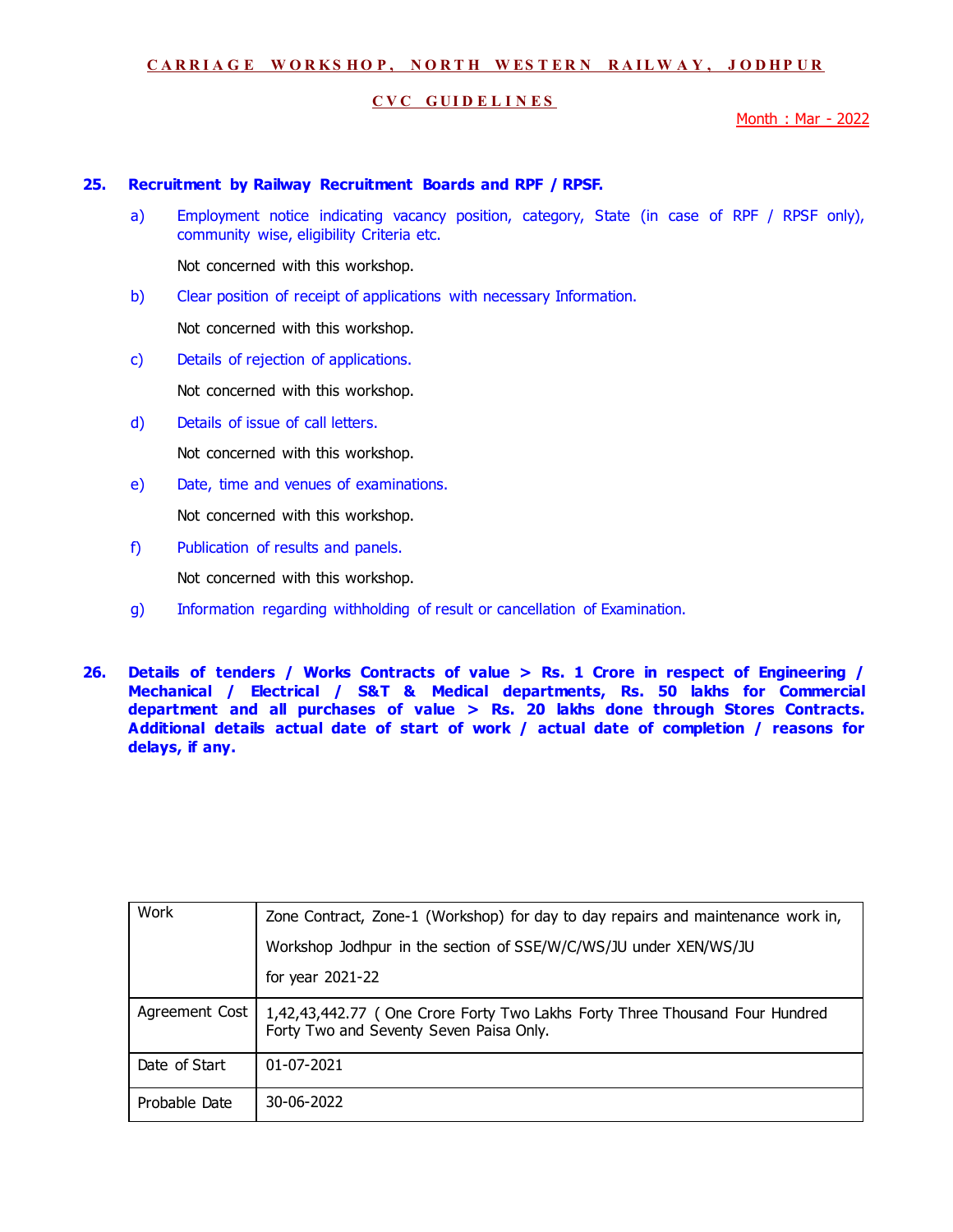CARRIAGE WORKSHOP, NORTH WESTERN RAILWAY, JODHPUR

CVC GUIDELINES

Month : Mar - 2022

**25. Recruitment by Railway Recruitment Boards and RPF / RPSF.**

a) Employment notice indicating vacancy position, category, State (in case of RPF / RPSF only), community wise, eligibility Criteria etc.

Not concerned with this workshop.

b) Clear position of receipt of applications with necessary Information.

Not concerned with this workshop.

c) Details of rejection of applications.

Not concerned with this workshop.

d) Details of issue of call letters.

Not concerned with this workshop.

e) Date, time and venues of examinations.

Not concerned with this workshop.

f) Publication of results and panels.

Not concerned with this workshop.

g) Information regarding withholding of result or cancellation of Examination.

**26. Details of tenders / Works Contracts of value > Rs. 1 Crore in respect of Engineering / Mechanical / Electrical / S&T & Medical departments, Rs. 50 lakhs for Commercial department and all purchases of value > Rs. 20 lakhs done through Stores Contracts. Additional details actual date of start of work / actual date of completion / reasons for delays, if any.**

| Work | Zone Contract, Zone-1 (Workshop) for day to day repairs and maintenance work in, Workshop Jodhpur in the section of SSE/W/C/WS/JU under XEN/WS/JU for year 2021-22 |
|---|---|
| Agreement Cost | 1,42,43,442.77 ( One Crore Forty Two Lakhs Forty Three Thousand Four Hundred Forty Two and Seventy Seven Paisa Only. |
| Date of Start | 01-07-2021 |
| Probable Date | 30-06-2022 |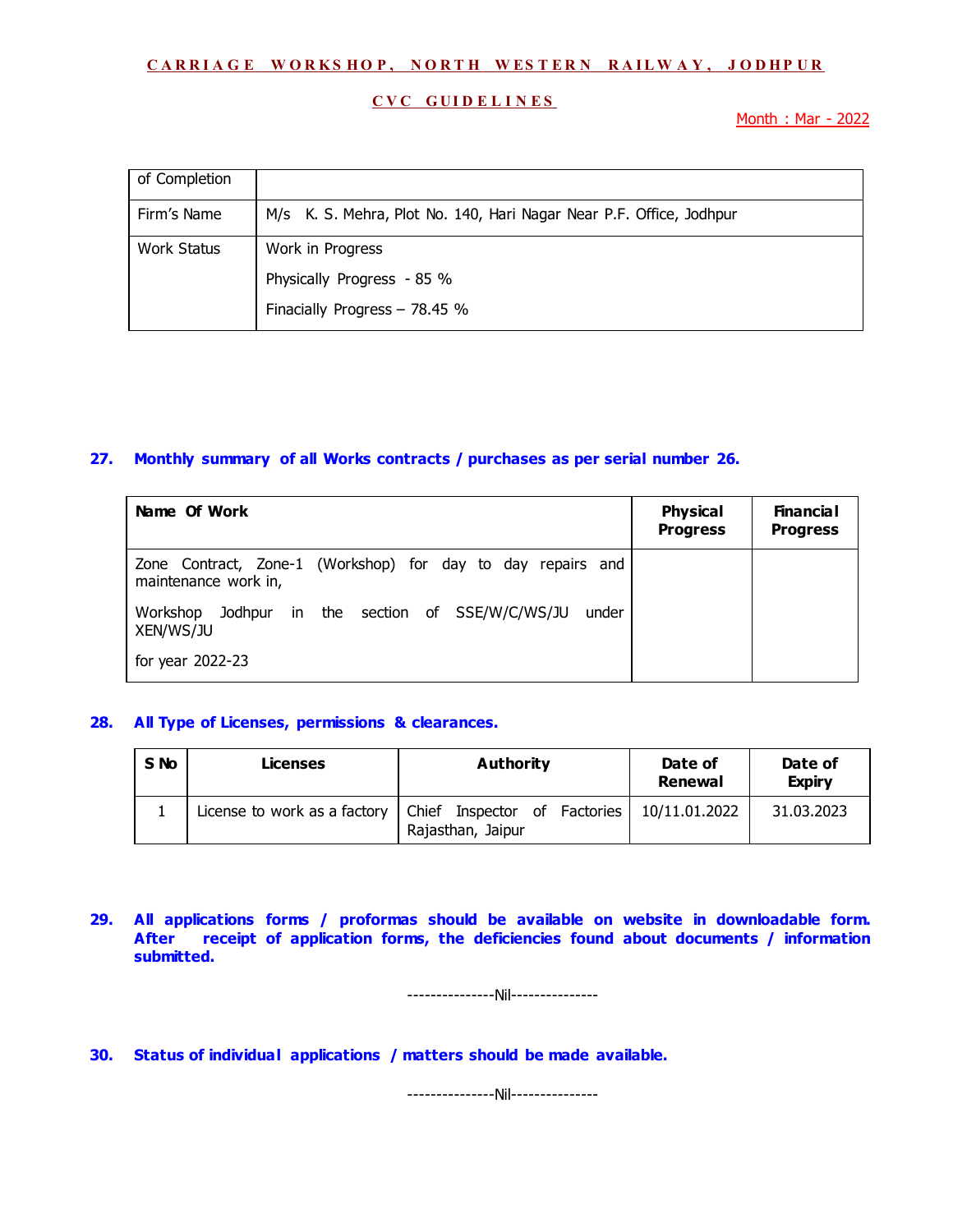| of Completion | |
|---|---|
| Firm's Name | M/s K. S. Mehra, Plot No. 140, Hari Nagar Near P.F. Office, Jodhpur |
| Work Status | Work in Progress<br>Physically Progress - 85 %<br>Finacially Progress – 78.45 % |

**27. Monthly summary of all Works contracts / purchases as per serial number 26.**

| Name Of Work | Physical Progress | Financial Progress |
|---|---|---|
| Zone Contract, Zone-1 (Workshop) for day to day repairs and maintenance work in,<br>Workshop Jodhpur in the section of SSE/W/C/WS/JU under XEN/WS/JU<br>for year 2022-23 | | |

**28. All Type of Licenses, permissions & clearances.**

| S No | Licenses | Authority | Date of Renewal | Date of Expiry |
|---|---|---|---|---|
| 1 | License to work as a factory | Chief Inspector of Factories Rajasthan, Jaipur | 10/11.01.2022 | 31.03.2023 |

**29. All applications forms / proformas should be available on website in downloadable form. After receipt of application forms, the deficiencies found about documents / information submitted.**

---------------Nil---------------

**30. Status of individual applications / matters should be made available.**

---------------Nil---------------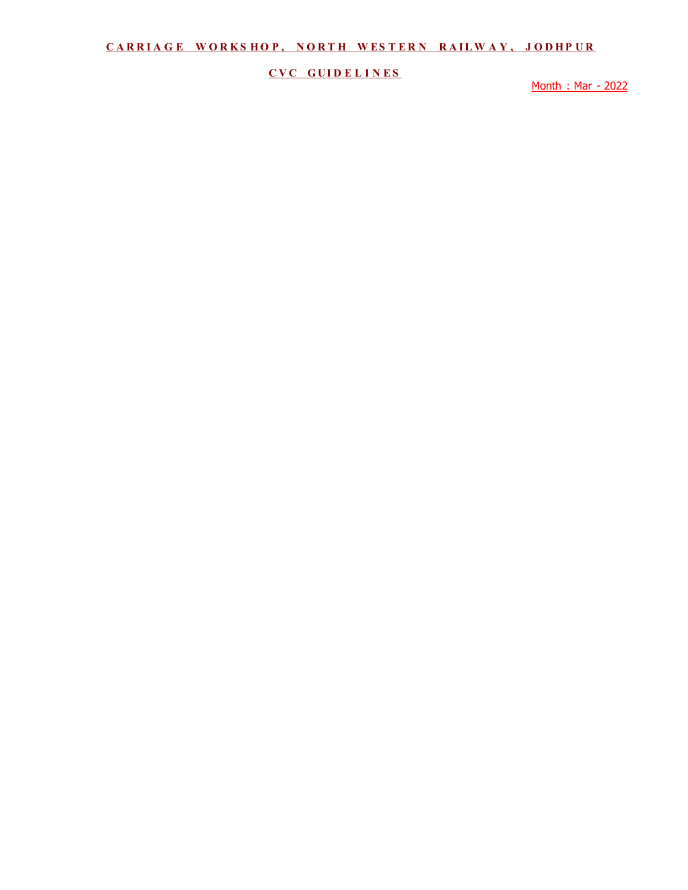## CARRIAGE WORKSHOP, NORTH WESTERN RAILWAY, JODHPUR

### CVC GUIDELINES

Month : Mar - 2022